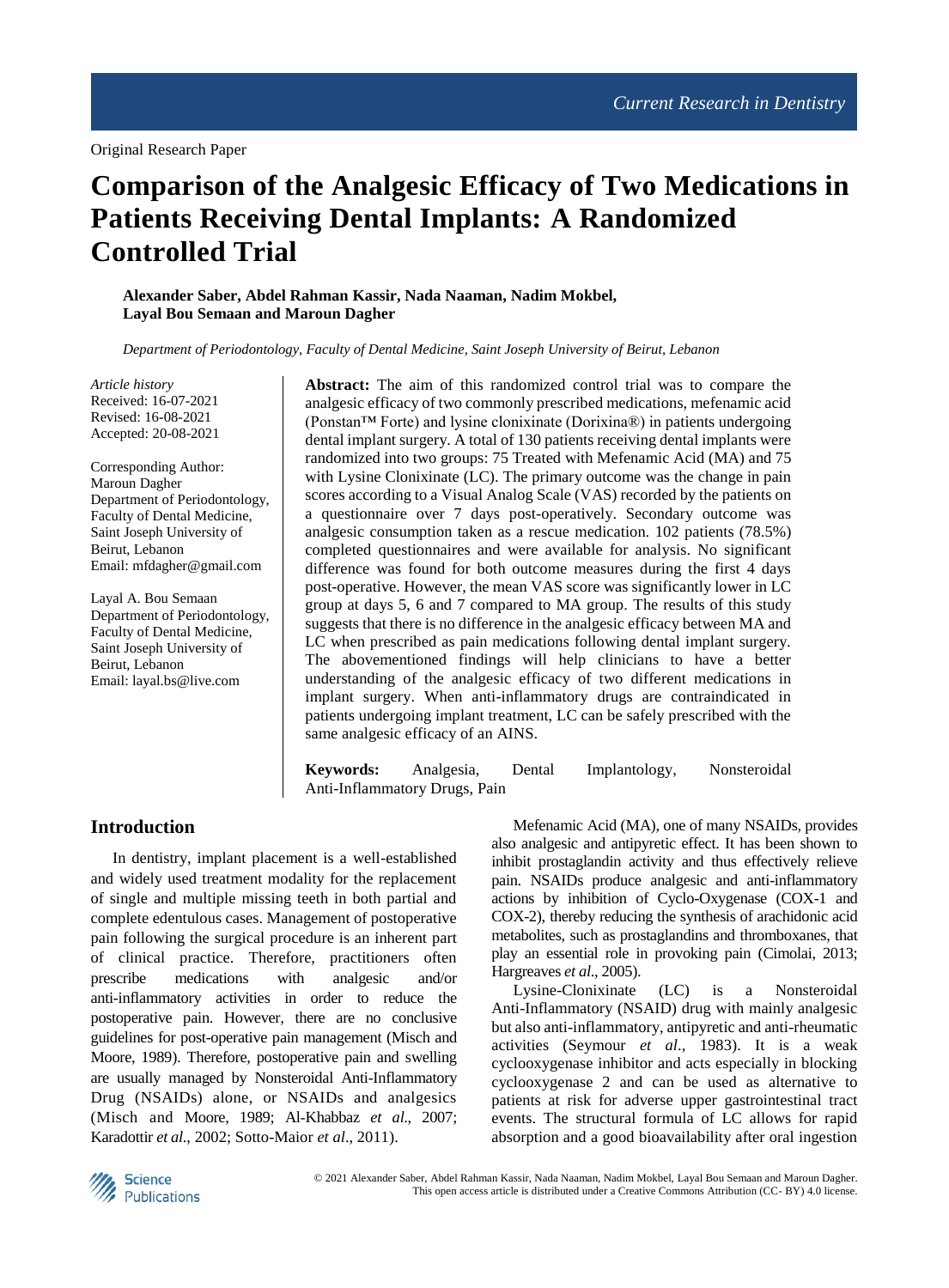Original Research Paper

# Comparison of the Analgesic Efficacy of Two Medications in Patients Receiving Dental Implants: A Randomized Controlled Trial

**Alexander Saber, Abdel Rahman Kassir, Nada Naaman, Nadim Mokbel, Layal Bou Semaan and Maroun Dagher**

*Department of Periodontology, Faculty of Dental Medicine, Saint Joseph University of Beirut, Lebanon*

*Article history*
Received: 16-07-2021
Revised: 16-08-2021
Accepted: 20-08-2021

Corresponding Author:
Maroun Dagher
Department of Periodontology, Faculty of Dental Medicine, Saint Joseph University of Beirut, Lebanon
Email: mfdagher@gmail.com

Layal A. Bou Semaan
Department of Periodontology, Faculty of Dental Medicine, Saint Joseph University of Beirut, Lebanon
Email: layal.bs@live.com

**Abstract:** The aim of this randomized control trial was to compare the analgesic efficacy of two commonly prescribed medications, mefenamic acid (Ponstan™ Forte) and lysine clonixinate (Dorixina®) in patients undergoing dental implant surgery. A total of 130 patients receiving dental implants were randomized into two groups: 75 Treated with Mefenamic Acid (MA) and 75 with Lysine Clonixinate (LC). The primary outcome was the change in pain scores according to a Visual Analog Scale (VAS) recorded by the patients on a questionnaire over 7 days post-operatively. Secondary outcome was analgesic consumption taken as a rescue medication. 102 patients (78.5%) completed questionnaires and were available for analysis. No significant difference was found for both outcome measures during the first 4 days post-operative. However, the mean VAS score was significantly lower in LC group at days 5, 6 and 7 compared to MA group. The results of this study suggests that there is no difference in the analgesic efficacy between MA and LC when prescribed as pain medications following dental implant surgery. The abovementioned findings will help clinicians to have a better understanding of the analgesic efficacy of two different medications in implant surgery. When anti-inflammatory drugs are contraindicated in patients undergoing implant treatment, LC can be safely prescribed with the same analgesic efficacy of an AINS.

**Keywords:** Analgesia, Dental Implantology, Nonsteroidal Anti-Inflammatory Drugs, Pain

## Introduction

In dentistry, implant placement is a well-established and widely used treatment modality for the replacement of single and multiple missing teeth in both partial and complete edentulous cases. Management of postoperative pain following the surgical procedure is an inherent part of clinical practice. Therefore, practitioners often prescribe medications with analgesic and/or anti-inflammatory activities in order to reduce the postoperative pain. However, there are no conclusive guidelines for post-operative pain management (Misch and Moore, 1989). Therefore, postoperative pain and swelling are usually managed by Nonsteroidal Anti-Inflammatory Drug (NSAIDs) alone, or NSAIDs and analgesics (Misch and Moore, 1989; Al-Khabbaz *et al*., 2007; Karadottir *et al*., 2002; Sotto-Maior *et al*., 2011).

Mefenamic Acid (MA), one of many NSAIDs, provides also analgesic and antipyretic effect. It has been shown to inhibit prostaglandin activity and thus effectively relieve pain. NSAIDs produce analgesic and anti-inflammatory actions by inhibition of Cyclo-Oxygenase (COX-1 and COX-2), thereby reducing the synthesis of arachidonic acid metabolites, such as prostaglandins and thromboxanes, that play an essential role in provoking pain (Cimolai, 2013; Hargreaves *et al*., 2005).

Lysine-Clonixinate (LC) is a Nonsteroidal Anti-Inflammatory (NSAID) drug with mainly analgesic but also anti-inflammatory, antipyretic and anti-rheumatic activities (Seymour *et al*., 1983). It is a weak cyclooxygenase inhibitor and acts especially in blocking cyclooxygenase 2 and can be used as alternative to patients at risk for adverse upper gastrointestinal tract events. The structural formula of LC allows for rapid absorption and a good bioavailability after oral ingestion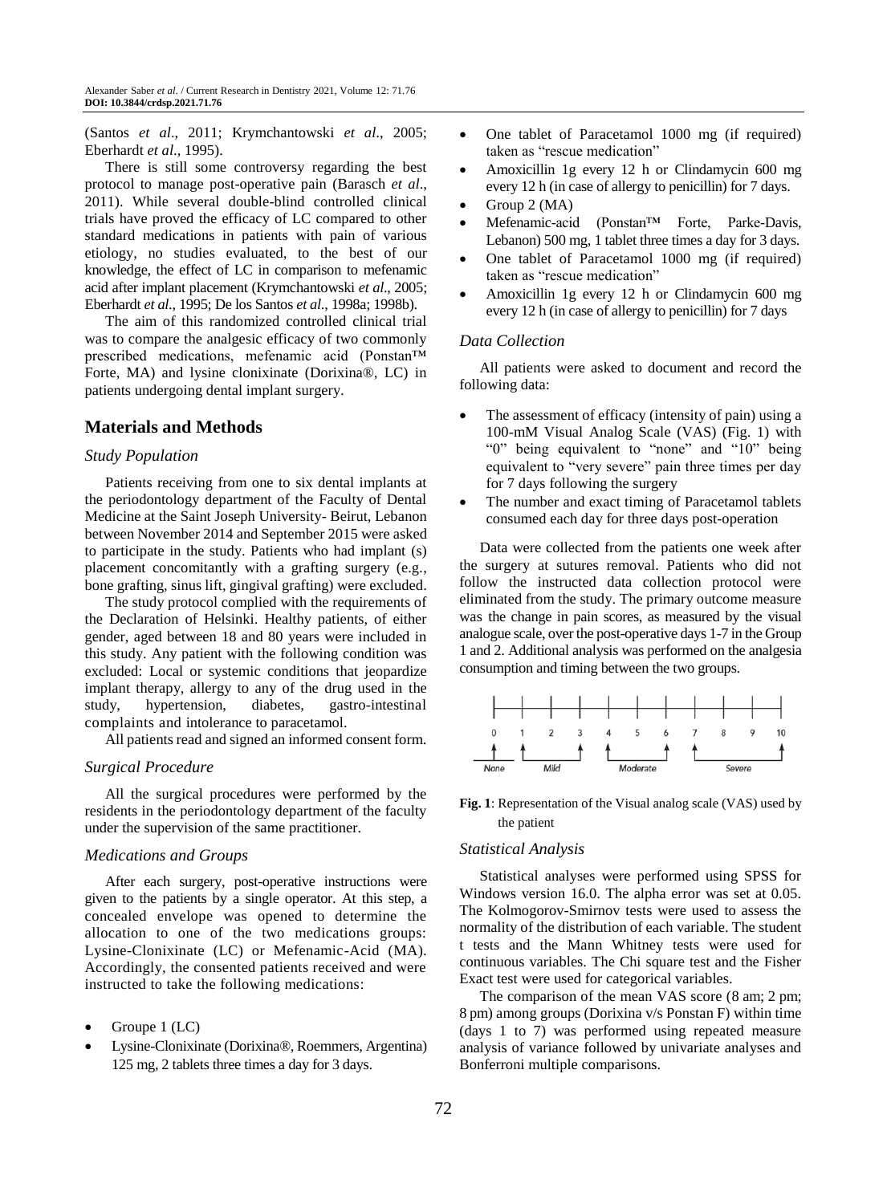(Santos *et al*., 2011; Krymchantowski *et al*., 2005; Eberhardt *et al*., 1995).

There is still some controversy regarding the best protocol to manage post-operative pain (Barasch *et al*., 2011). While several double-blind controlled clinical trials have proved the efficacy of LC compared to other standard medications in patients with pain of various etiology, no studies evaluated, to the best of our knowledge, the effect of LC in comparison to mefenamic acid after implant placement (Krymchantowski *et al*., 2005; Eberhardt *et al*., 1995; De los Santos *et al*., 1998a; 1998b).

The aim of this randomized controlled clinical trial was to compare the analgesic efficacy of two commonly prescribed medications, mefenamic acid (Ponstan™ Forte, MA) and lysine clonixinate (Dorixina®, LC) in patients undergoing dental implant surgery.

## Materials and Methods

### *Study Population*

Patients receiving from one to six dental implants at the periodontology department of the Faculty of Dental Medicine at the Saint Joseph University- Beirut, Lebanon between November 2014 and September 2015 were asked to participate in the study. Patients who had implant (s) placement concomitantly with a grafting surgery (e.g., bone grafting, sinus lift, gingival grafting) were excluded.

The study protocol complied with the requirements of the Declaration of Helsinki. Healthy patients, of either gender, aged between 18 and 80 years were included in this study. Any patient with the following condition was excluded: Local or systemic conditions that jeopardize implant therapy, allergy to any of the drug used in the study, hypertension, diabetes, gastro-intestinal complaints and intolerance to paracetamol.

All patients read and signed an informed consent form.

### *Surgical Procedure*

All the surgical procedures were performed by the residents in the periodontology department of the faculty under the supervision of the same practitioner.

### *Medications and Groups*

After each surgery, post-operative instructions were given to the patients by a single operator. At this step, a concealed envelope was opened to determine the allocation to one of the two medications groups: Lysine-Clonixinate (LC) or Mefenamic-Acid (MA). Accordingly, the consented patients received and were instructed to take the following medications:

- Groupe 1 (LC)
- Lysine-Clonixinate (Dorixina®, Roemmers, Argentina) 125 mg, 2 tablets three times a day for 3 days.
- One tablet of Paracetamol 1000 mg (if required) taken as "rescue medication"
- Amoxicillin 1g every 12 h or Clindamycin 600 mg every 12 h (in case of allergy to penicillin) for 7 days.
- Group 2 (MA)
- Mefenamic-acid (Ponstan™ Forte, Parke-Davis, Lebanon) 500 mg, 1 tablet three times a day for 3 days.
- One tablet of Paracetamol 1000 mg (if required) taken as "rescue medication"
- Amoxicillin 1g every 12 h or Clindamycin 600 mg every 12 h (in case of allergy to penicillin) for 7 days

### *Data Collection*

All patients were asked to document and record the following data:

- The assessment of efficacy (intensity of pain) using a 100-mM Visual Analog Scale (VAS) (Fig. 1) with "0" being equivalent to "none" and "10" being equivalent to "very severe" pain three times per day for 7 days following the surgery
- The number and exact timing of Paracetamol tablets consumed each day for three days post-operation

Data were collected from the patients one week after the surgery at sutures removal. Patients who did not follow the instructed data collection protocol were eliminated from the study. The primary outcome measure was the change in pain scores, as measured by the visual analogue scale, over the post-operative days 1-7 in the Group 1 and 2. Additional analysis was performed on the analgesia consumption and timing between the two groups.

**Fig. 1**: Representation of the Visual analog scale (VAS) used by the patient

### *Statistical Analysis*

Statistical analyses were performed using SPSS for Windows version 16.0. The alpha error was set at 0.05. The Kolmogorov-Smirnov tests were used to assess the normality of the distribution of each variable. The student t tests and the Mann Whitney tests were used for continuous variables. The Chi square test and the Fisher Exact test were used for categorical variables.

The comparison of the mean VAS score (8 am; 2 pm; 8 pm) among groups (Dorixina v/s Ponstan F) within time (days 1 to 7) was performed using repeated measure analysis of variance followed by univariate analyses and Bonferroni multiple comparisons.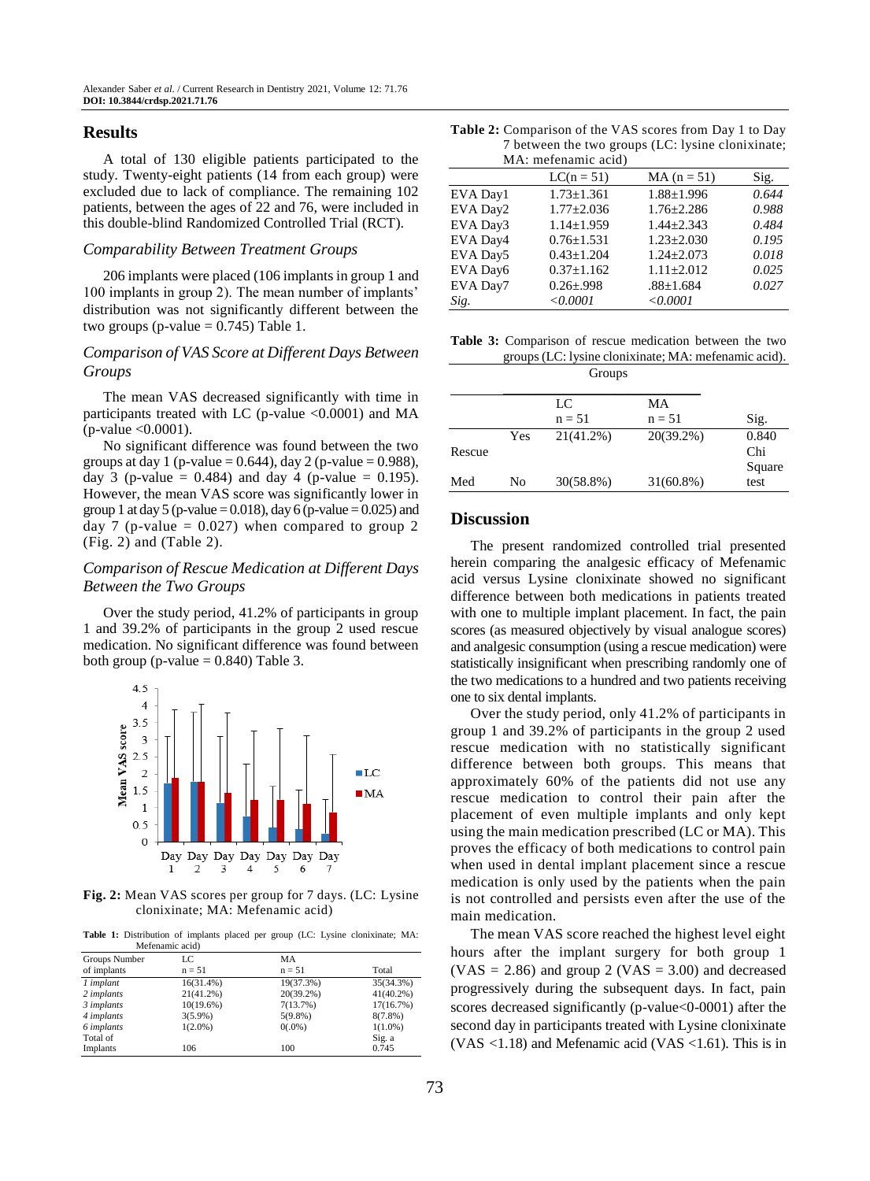## Results

A total of 130 eligible patients participated to the study. Twenty-eight patients (14 from each group) were excluded due to lack of compliance. The remaining 102 patients, between the ages of 22 and 76, were included in this double-blind Randomized Controlled Trial (RCT).

### *Comparability Between Treatment Groups*

206 implants were placed (106 implants in group 1 and 100 implants in group 2). The mean number of implants' distribution was not significantly different between the two groups (p-value = 0.745) Table 1.

### *Comparison of VAS Score at Different Days Between Groups*

The mean VAS decreased significantly with time in participants treated with LC (p-value <0.0001) and MA (p-value <0.0001).

No significant difference was found between the two groups at day 1 (p-value = 0.644), day 2 (p-value = 0.988), day 3 (p-value = 0.484) and day 4 (p-value = 0.195). However, the mean VAS score was significantly lower in group 1 at day 5 (p-value = 0.018), day 6 (p-value = 0.025) and day 7 (p-value = 0.027) when compared to group 2 (Fig. 2) and (Table 2).

### *Comparison of Rescue Medication at Different Days Between the Two Groups*

Over the study period, 41.2% of participants in group 1 and 39.2% of participants in the group 2 used rescue medication. No significant difference was found between both group (p-value = 0.840) Table 3.

**Fig. 2:** Mean VAS scores per group for 7 days. (LC: Lysine clonixinate; MA: Mefenamic acid)

**Table 1:** Distribution of implants placed per group (LC: Lysine clonixinate; MA: Mefenamic acid)

| Groups Number of implants | LC n = 51 | MA n = 51 | Total |
|---|---|---|---|
| *1 implant* | 16(31.4%) | 19(37.3%) | 35(34.3%) |
| *2 implants* | 21(41.2%) | 20(39.2%) | 41(40.2%) |
| *3 implants* | 10(19.6%) | 7(13.7%) | 17(16.7%) |
| *4 implants* | 3(5.9%) | 5(9.8%) | 8(7.8%) |
| *6 implants* | 1(2.0%) | 0(.0%) | 1(1.0%) |
| Total of Implants | 106 | 100 | Sig. a 0.745 |

**Table 2:** Comparison of the VAS scores from Day 1 to Day 7 between the two groups (LC: lysine clonixinate; MA: mefenamic acid)

| | LC(n = 51) | MA (n = 51) | Sig. |
|---|---|---|---|
| EVA Day1 | 1.73±1.361 | 1.88±1.996 | *0.644* |
| EVA Day2 | 1.77±2.036 | 1.76±2.286 | *0.988* |
| EVA Day3 | 1.14±1.959 | 1.44±2.343 | *0.484* |
| EVA Day4 | 0.76±1.531 | 1.23±2.030 | *0.195* |
| EVA Day5 | 0.43±1.204 | 1.24±2.073 | *0.018* |
| EVA Day6 | 0.37±1.162 | 1.11±2.012 | *0.025* |
| EVA Day7 | 0.26±.998 | .88±1.684 | *0.027* |
| *Sig.* | *<0.0001* | *<0.0001* | |

**Table 3:** Comparison of rescue medication between the two groups (LC: lysine clonixinate; MA: mefenamic acid).

| | | Groups | | |
|---|---|---|---|---|
| | | LC n = 51 | MA n = 51 | Sig. |
| Rescue Med | Yes | 21(41.2%) | 20(39.2%) | 0.840 Chi Square test |
| | No | 30(58.8%) | 31(60.8%) | |

## Discussion

The present randomized controlled trial presented herein comparing the analgesic efficacy of Mefenamic acid versus Lysine clonixinate showed no significant difference between both medications in patients treated with one to multiple implant placement. In fact, the pain scores (as measured objectively by visual analogue scores) and analgesic consumption (using a rescue medication) were statistically insignificant when prescribing randomly one of the two medications to a hundred and two patients receiving one to six dental implants.

Over the study period, only 41.2% of participants in group 1 and 39.2% of participants in the group 2 used rescue medication with no statistically significant difference between both groups. This means that approximately 60% of the patients did not use any rescue medication to control their pain after the placement of even multiple implants and only kept using the main medication prescribed (LC or MA). This proves the efficacy of both medications to control pain when used in dental implant placement since a rescue medication is only used by the patients when the pain is not controlled and persists even after the use of the main medication.

The mean VAS score reached the highest level eight hours after the implant surgery for both group 1 (VAS = 2.86) and group 2 (VAS = 3.00) and decreased progressively during the subsequent days. In fact, pain scores decreased significantly (p-value<0-0001) after the second day in participants treated with Lysine clonixinate (VAS <1.18) and Mefenamic acid (VAS <1.61). This is in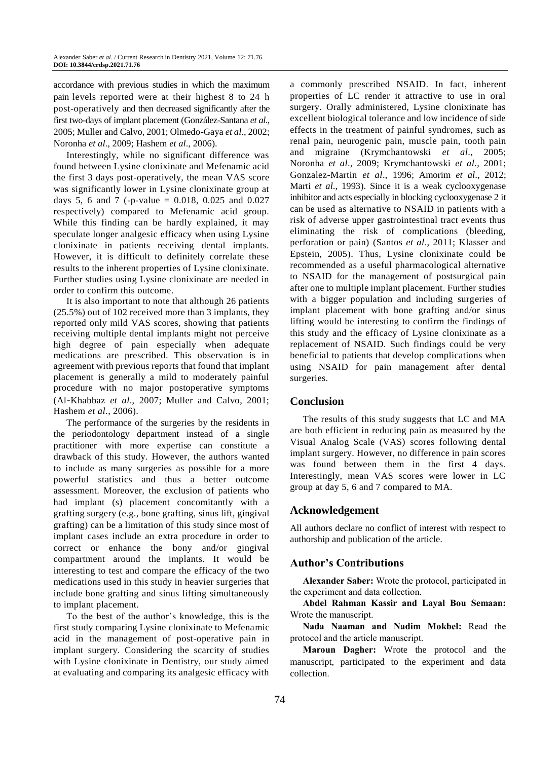accordance with previous studies in which the maximum pain levels reported were at their highest 8 to 24 h post-operatively and then decreased significantly after the first two-days of implant placement (González-Santana *et al*., 2005; Muller and Calvo, 2001; Olmedo-Gaya *et al*., 2002; Noronha *et al*., 2009; Hashem *et al*., 2006).

Interestingly, while no significant difference was found between Lysine clonixinate and Mefenamic acid the first 3 days post-operatively, the mean VAS score was significantly lower in Lysine clonixinate group at days 5, 6 and 7 (-p-value = 0.018, 0.025 and 0.027 respectively) compared to Mefenamic acid group. While this finding can be hardly explained, it may speculate longer analgesic efficacy when using Lysine clonixinate in patients receiving dental implants. However, it is difficult to definitely correlate these results to the inherent properties of Lysine clonixinate. Further studies using Lysine clonixinate are needed in order to confirm this outcome.

It is also important to note that although 26 patients (25.5%) out of 102 received more than 3 implants, they reported only mild VAS scores, showing that patients receiving multiple dental implants might not perceive high degree of pain especially when adequate medications are prescribed. This observation is in agreement with previous reports that found that implant placement is generally a mild to moderately painful procedure with no major postoperative symptoms (Al-Khabbaz *et al*., 2007; Muller and Calvo, 2001; Hashem *et al*., 2006).

The performance of the surgeries by the residents in the periodontology department instead of a single practitioner with more expertise can constitute a drawback of this study. However, the authors wanted to include as many surgeries as possible for a more powerful statistics and thus a better outcome assessment. Moreover, the exclusion of patients who had implant (s) placement concomitantly with a grafting surgery (e.g., bone grafting, sinus lift, gingival grafting) can be a limitation of this study since most of implant cases include an extra procedure in order to correct or enhance the bony and/or gingival compartment around the implants. It would be interesting to test and compare the efficacy of the two medications used in this study in heavier surgeries that include bone grafting and sinus lifting simultaneously to implant placement.

To the best of the author's knowledge, this is the first study comparing Lysine clonixinate to Mefenamic acid in the management of post-operative pain in implant surgery. Considering the scarcity of studies with Lysine clonixinate in Dentistry, our study aimed at evaluating and comparing its analgesic efficacy with a commonly prescribed NSAID. In fact, inherent properties of LC render it attractive to use in oral surgery. Orally administered, Lysine clonixinate has excellent biological tolerance and low incidence of side effects in the treatment of painful syndromes, such as renal pain, neurogenic pain, muscle pain, tooth pain and migraine (Krymchantowski *et al*., 2005; Noronha *et al*., 2009; Krymchantowski *et al*., 2001; Gonzalez-Martin *et al*., 1996; Amorim *et al*., 2012; Marti *et al*., 1993). Since it is a weak cyclooxygenase inhibitor and acts especially in blocking cyclooxygenase 2 it can be used as alternative to NSAID in patients with a risk of adverse upper gastrointestinal tract events thus eliminating the risk of complications (bleeding, perforation or pain) (Santos *et al*., 2011; Klasser and Epstein, 2005). Thus, Lysine clonixinate could be recommended as a useful pharmacological alternative to NSAID for the management of postsurgical pain after one to multiple implant placement. Further studies with a bigger population and including surgeries of implant placement with bone grafting and/or sinus lifting would be interesting to confirm the findings of this study and the efficacy of Lysine clonixinate as a replacement of NSAID. Such findings could be very beneficial to patients that develop complications when using NSAID for pain management after dental surgeries.

## Conclusion

The results of this study suggests that LC and MA are both efficient in reducing pain as measured by the Visual Analog Scale (VAS) scores following dental implant surgery. However, no difference in pain scores was found between them in the first 4 days. Interestingly, mean VAS scores were lower in LC group at day 5, 6 and 7 compared to MA.

## Acknowledgement

All authors declare no conflict of interest with respect to authorship and publication of the article.

## Author's Contributions

**Alexander Saber:** Wrote the protocol, participated in the experiment and data collection.

**Abdel Rahman Kassir and Layal Bou Semaan:** Wrote the manuscript.

**Nada Naaman and Nadim Mokbel:** Read the protocol and the article manuscript.

**Maroun Dagher:** Wrote the protocol and the manuscript, participated to the experiment and data collection.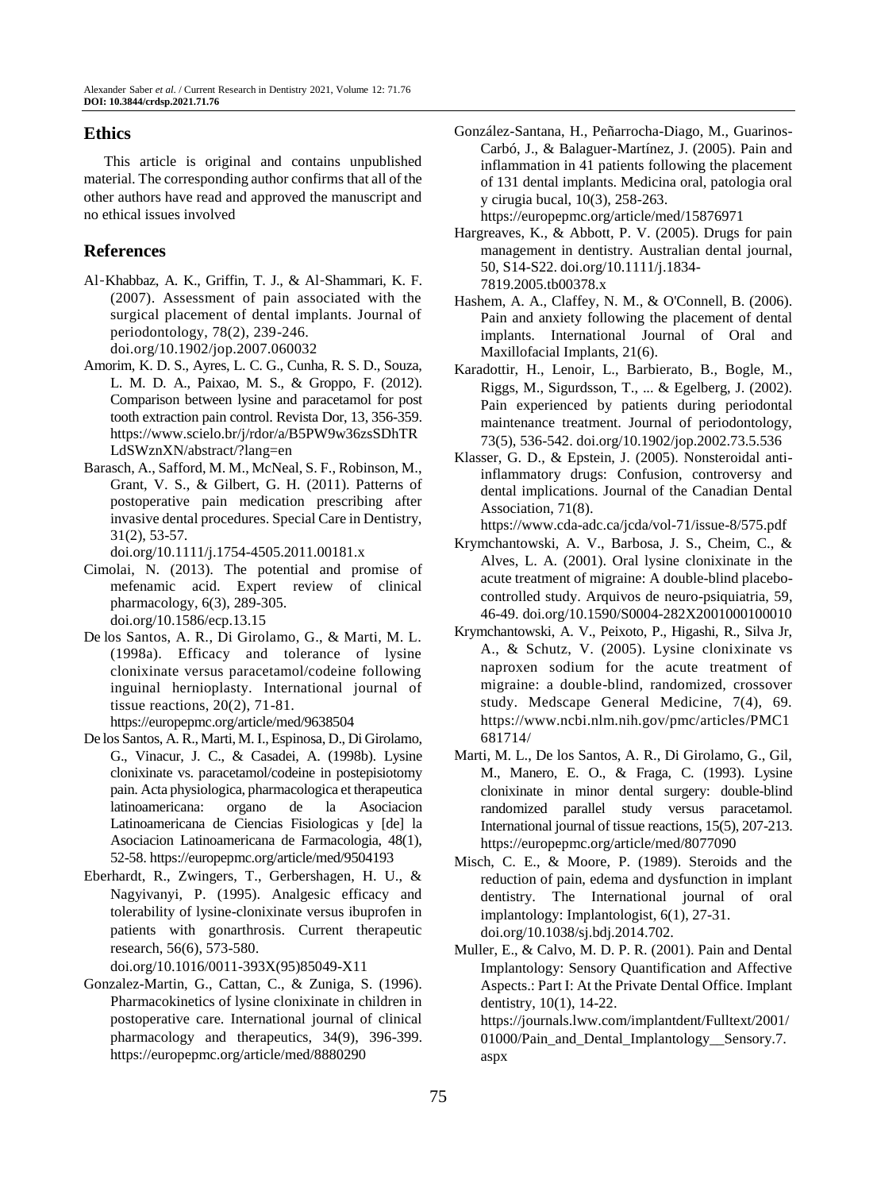## Ethics

This article is original and contains unpublished material. The corresponding author confirms that all of the other authors have read and approved the manuscript and no ethical issues involved

## References

Al‐Khabbaz, A. K., Griffin, T. J., & Al‐Shammari, K. F. (2007). Assessment of pain associated with the surgical placement of dental implants. Journal of periodontology, 78(2), 239-246. doi.org/10.1902/jop.2007.060032

Amorim, K. D. S., Ayres, L. C. G., Cunha, R. S. D., Souza, L. M. D. A., Paixao, M. S., & Groppo, F. (2012). Comparison between lysine and paracetamol for post tooth extraction pain control. Revista Dor, 13, 356-359. https://www.scielo.br/j/rdor/a/B5PW9w36zsSDhTRLdSWznXN/abstract/?lang=en

Barasch, A., Safford, M. M., McNeal, S. F., Robinson, M., Grant, V. S., & Gilbert, G. H. (2011). Patterns of postoperative pain medication prescribing after invasive dental procedures. Special Care in Dentistry, 31(2), 53-57. doi.org/10.1111/j.1754-4505.2011.00181.x

Cimolai, N. (2013). The potential and promise of mefenamic acid. Expert review of clinical pharmacology, 6(3), 289-305. doi.org/10.1586/ecp.13.15

De los Santos, A. R., Di Girolamo, G., & Marti, M. L. (1998a). Efficacy and tolerance of lysine clonixinate versus paracetamol/codeine following inguinal hernioplasty. International journal of tissue reactions, 20(2), 71-81. https://europepmc.org/article/med/9638504

De los Santos, A. R., Marti, M. I., Espinosa, D., Di Girolamo, G., Vinacur, J. C., & Casadei, A. (1998b). Lysine clonixinate vs. paracetamol/codeine in postepisiotomy pain. Acta physiologica, pharmacologica et therapeutica latinoamericana: organo de la Asociacion Latinoamericana de Ciencias Fisiologicas y [de] la Asociacion Latinoamericana de Farmacologia, 48(1), 52-58. https://europepmc.org/article/med/9504193

Eberhardt, R., Zwingers, T., Gerbershagen, H. U., & Nagyivanyi, P. (1995). Analgesic efficacy and tolerability of lysine-clonixinate versus ibuprofen in patients with gonarthrosis. Current therapeutic research, 56(6), 573-580. doi.org/10.1016/0011-393X(95)85049-X11

Gonzalez-Martin, G., Cattan, C., & Zuniga, S. (1996). Pharmacokinetics of lysine clonixinate in children in postoperative care. International journal of clinical pharmacology and therapeutics, 34(9), 396-399. https://europepmc.org/article/med/8880290

González-Santana, H., Peñarrocha-Diago, M., Guarinos-Carbó, J., & Balaguer-Martínez, J. (2005). Pain and inflammation in 41 patients following the placement of 131 dental implants. Medicina oral, patologia oral y cirugia bucal, 10(3), 258-263. https://europepmc.org/article/med/15876971

Hargreaves, K., & Abbott, P. V. (2005). Drugs for pain management in dentistry. Australian dental journal, 50, S14-S22. doi.org/10.1111/j.1834-7819.2005.tb00378.x

Hashem, A. A., Claffey, N. M., & O'Connell, B. (2006). Pain and anxiety following the placement of dental implants. International Journal of Oral and Maxillofacial Implants, 21(6).

Karadottir, H., Lenoir, L., Barbierato, B., Bogle, M., Riggs, M., Sigurdsson, T., ... & Egelberg, J. (2002). Pain experienced by patients during periodontal maintenance treatment. Journal of periodontology, 73(5), 536-542. doi.org/10.1902/jop.2002.73.5.536

Klasser, G. D., & Epstein, J. (2005). Nonsteroidal anti-inflammatory drugs: Confusion, controversy and dental implications. Journal of the Canadian Dental Association, 71(8). https://www.cda-adc.ca/jcda/vol-71/issue-8/575.pdf

Krymchantowski, A. V., Barbosa, J. S., Cheim, C., & Alves, L. A. (2001). Oral lysine clonixinate in the acute treatment of migraine: A double-blind placebo-controlled study. Arquivos de neuro-psiquiatria, 59, 46-49. doi.org/10.1590/S0004-282X2001000100010

Krymchantowski, A. V., Peixoto, P., Higashi, R., Silva Jr, A., & Schutz, V. (2005). Lysine clonixinate vs naproxen sodium for the acute treatment of migraine: a double-blind, randomized, crossover study. Medscape General Medicine, 7(4), 69. https://www.ncbi.nlm.nih.gov/pmc/articles/PMC1681714/

Marti, M. L., De los Santos, A. R., Di Girolamo, G., Gil, M., Manero, E. O., & Fraga, C. (1993). Lysine clonixinate in minor dental surgery: double-blind randomized parallel study versus paracetamol. International journal of tissue reactions, 15(5), 207-213. https://europepmc.org/article/med/8077090

Misch, C. E., & Moore, P. (1989). Steroids and the reduction of pain, edema and dysfunction in implant dentistry. The International journal of oral implantology: Implantologist, 6(1), 27-31. doi.org/10.1038/sj.bdj.2014.702.

Muller, E., & Calvo, M. D. P. R. (2001). Pain and Dental Implantology: Sensory Quantification and Affective Aspects.: Part I: At the Private Dental Office. Implant dentistry, 10(1), 14-22. https://journals.lww.com/implantdent/Fulltext/2001/01000/Pain_and_Dental_Implantology__Sensory.7.aspx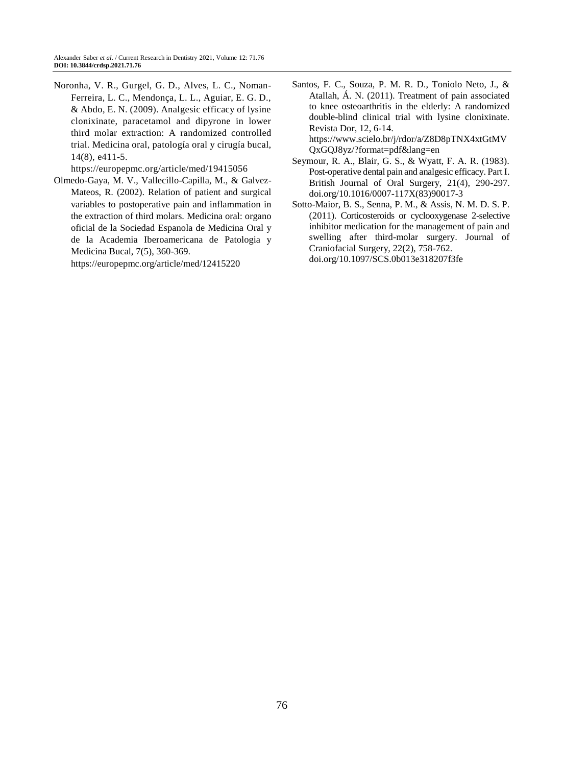Noronha, V. R., Gurgel, G. D., Alves, L. C., Noman-Ferreira, L. C., Mendonça, L. L., Aguiar, E. G. D., & Abdo, E. N. (2009). Analgesic efficacy of lysine clonixinate, paracetamol and dipyrone in lower third molar extraction: A randomized controlled trial. Medicina oral, patología oral y cirugía bucal, 14(8), e411-5. https://europepmc.org/article/med/19415056

Olmedo-Gaya, M. V., Vallecillo-Capilla, M., & Galvez-Mateos, R. (2002). Relation of patient and surgical variables to postoperative pain and inflammation in the extraction of third molars. Medicina oral: organo oficial de la Sociedad Espanola de Medicina Oral y de la Academia Iberoamericana de Patologia y Medicina Bucal, 7(5), 360-369. https://europepmc.org/article/med/12415220

Santos, F. C., Souza, P. M. R. D., Toniolo Neto, J., & Atallah, Á. N. (2011). Treatment of pain associated to knee osteoarthritis in the elderly: A randomized double-blind clinical trial with lysine clonixinate. Revista Dor, 12, 6-14. https://www.scielo.br/j/rdor/a/Z8D8pTNX4xtGtMVQxGQJ8yz/?format=pdf&lang=en

Seymour, R. A., Blair, G. S., & Wyatt, F. A. R. (1983). Post-operative dental pain and analgesic efficacy. Part I. British Journal of Oral Surgery, 21(4), 290-297. doi.org/10.1016/0007-117X(83)90017-3

Sotto-Maior, B. S., Senna, P. M., & Assis, N. M. D. S. P. (2011). Corticosteroids or cyclooxygenase 2-selective inhibitor medication for the management of pain and swelling after third-molar surgery. Journal of Craniofacial Surgery, 22(2), 758-762. doi.org/10.1097/SCS.0b013e318207f3fe